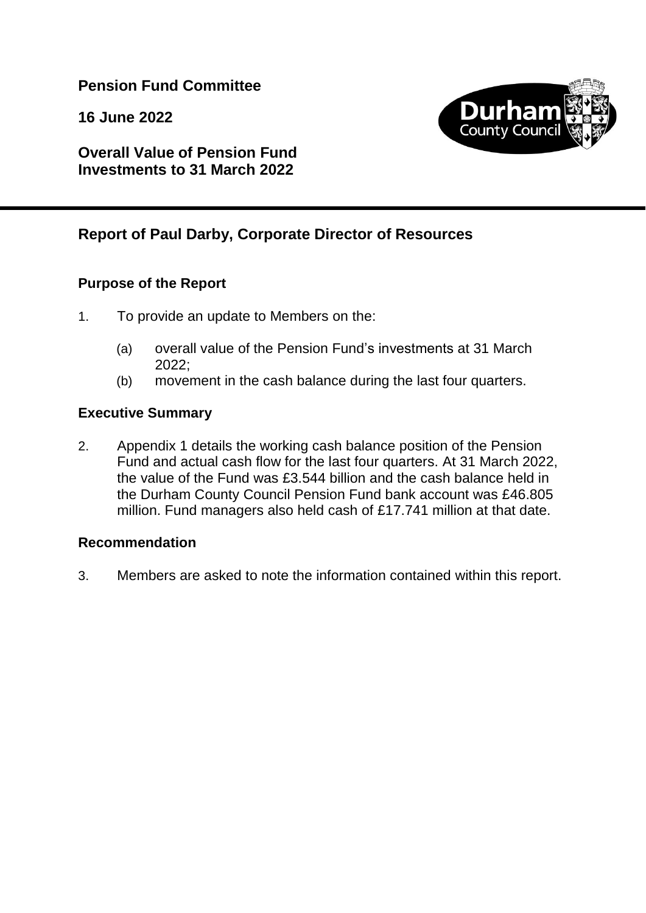**Pension Fund Committee**

**16 June 2022**

**Overall Value of Pension Fund Investments to 31 March 2022**

## Report of Paul Darby, Corporate Director of Resources

### Purpose of the Report

1. To provide an update to Members on the:

   (a) overall value of the Pension Fund's investments at 31 March 2022;

   (b) movement in the cash balance during the last four quarters.

### Executive Summary

2. Appendix 1 details the working cash balance position of the Pension Fund and actual cash flow for the last four quarters. At 31 March 2022, the value of the Fund was £3.544 billion and the cash balance held in the Durham County Council Pension Fund bank account was £46.805 million. Fund managers also held cash of £17.741 million at that date.

### Recommendation

3. Members are asked to note the information contained within this report.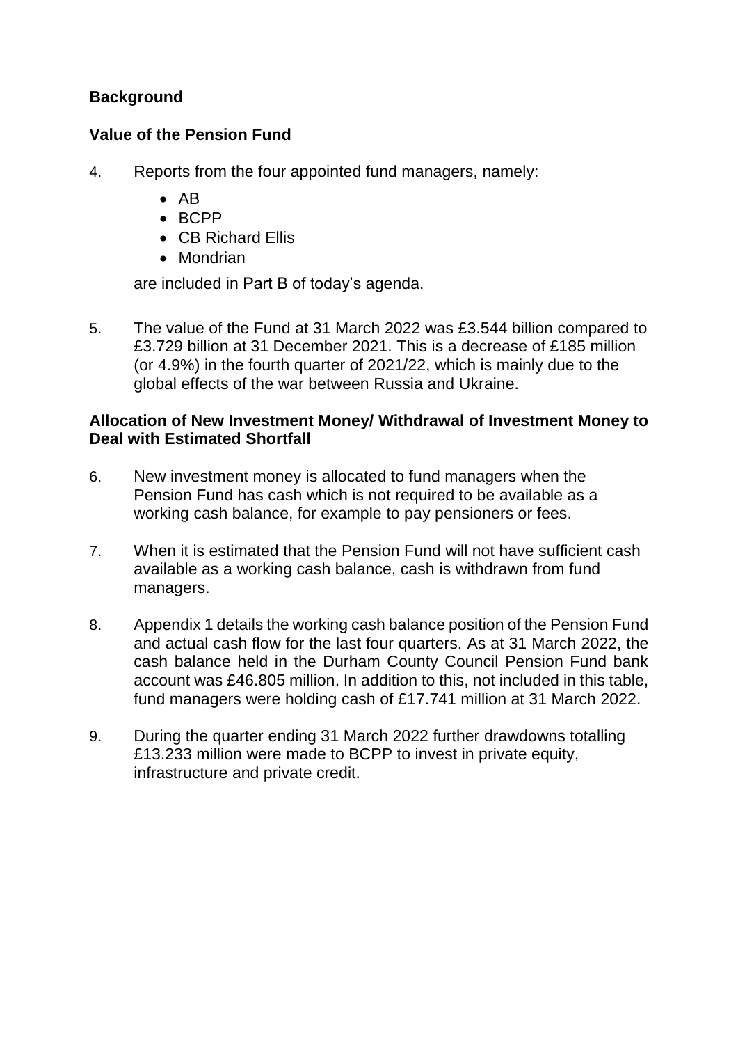## Background

### Value of the Pension Fund

4. Reports from the four appointed fund managers, namely:

   - AB
   - BCPP
   - CB Richard Ellis
   - Mondrian

   are included in Part B of today's agenda.

5. The value of the Fund at 31 March 2022 was £3.544 billion compared to £3.729 billion at 31 December 2021. This is a decrease of £185 million (or 4.9%) in the fourth quarter of 2021/22, which is mainly due to the global effects of the war between Russia and Ukraine.

### Allocation of New Investment Money/ Withdrawal of Investment Money to Deal with Estimated Shortfall

6. New investment money is allocated to fund managers when the Pension Fund has cash which is not required to be available as a working cash balance, for example to pay pensioners or fees.

7. When it is estimated that the Pension Fund will not have sufficient cash available as a working cash balance, cash is withdrawn from fund managers.

8. Appendix 1 details the working cash balance position of the Pension Fund and actual cash flow for the last four quarters. As at 31 March 2022, the cash balance held in the Durham County Council Pension Fund bank account was £46.805 million. In addition to this, not included in this table, fund managers were holding cash of £17.741 million at 31 March 2022.

9. During the quarter ending 31 March 2022 further drawdowns totalling £13.233 million were made to BCPP to invest in private equity, infrastructure and private credit.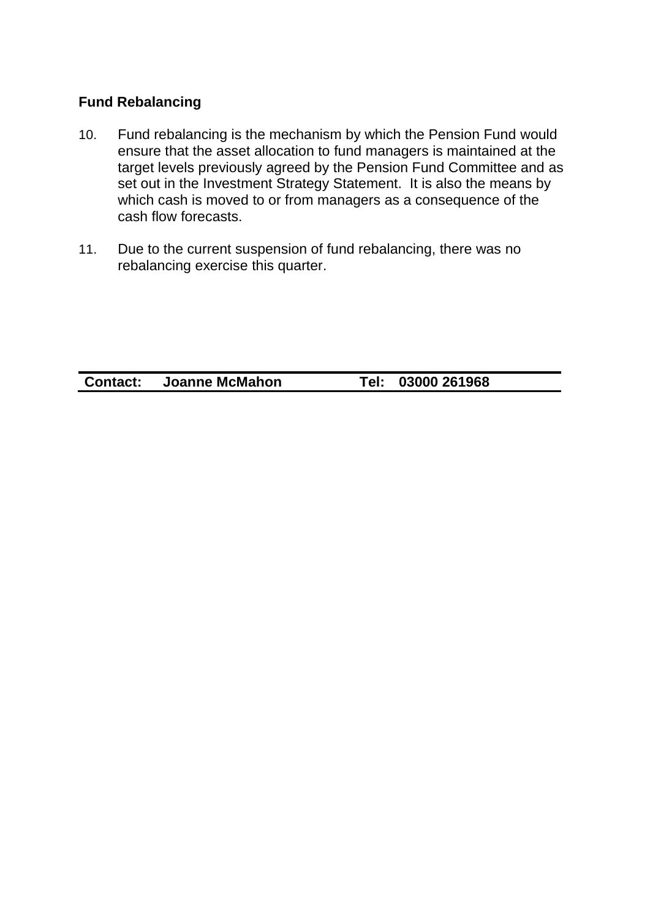## Fund Rebalancing

10. Fund rebalancing is the mechanism by which the Pension Fund would ensure that the asset allocation to fund managers is maintained at the target levels previously agreed by the Pension Fund Committee and as set out in the Investment Strategy Statement. It is also the means by which cash is moved to or from managers as a consequence of the cash flow forecasts.

11. Due to the current suspension of fund rebalancing, there was no rebalancing exercise this quarter.

| **Contact:** | **Joanne McMahon** | **Tel:** | **03000 261968** |
|---|---|---|---|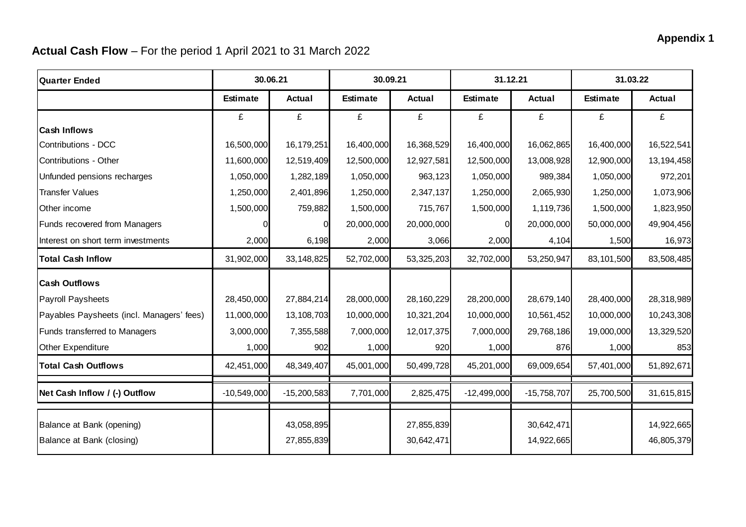**Appendix 1**

**Actual Cash Flow** – For the period 1 April 2021 to 31 March 2022

| Quarter Ended | 30.06.21 | | 30.09.21 | | 31.12.21 | | 31.03.22 | |
|---|---|---|---|---|---|---|---|---|
| | **Estimate** | **Actual** | **Estimate** | **Actual** | **Estimate** | **Actual** | **Estimate** | **Actual** |
| | £ | £ | £ | £ | £ | £ | £ | £ |
| **Cash Inflows** | | | | | | | | |
| Contributions - DCC | 16,500,000 | 16,179,251 | 16,400,000 | 16,368,529 | 16,400,000 | 16,062,865 | 16,400,000 | 16,522,541 |
| Contributions - Other | 11,600,000 | 12,519,409 | 12,500,000 | 12,927,581 | 12,500,000 | 13,008,928 | 12,900,000 | 13,194,458 |
| Unfunded pensions recharges | 1,050,000 | 1,282,189 | 1,050,000 | 963,123 | 1,050,000 | 989,384 | 1,050,000 | 972,201 |
| Transfer Values | 1,250,000 | 2,401,896 | 1,250,000 | 2,347,137 | 1,250,000 | 2,065,930 | 1,250,000 | 1,073,906 |
| Other income | 1,500,000 | 759,882 | 1,500,000 | 715,767 | 1,500,000 | 1,119,736 | 1,500,000 | 1,823,950 |
| Funds recovered from Managers | 0 | 0 | 20,000,000 | 20,000,000 | 0 | 20,000,000 | 50,000,000 | 49,904,456 |
| Interest on short term investments | 2,000 | 6,198 | 2,000 | 3,066 | 2,000 | 4,104 | 1,500 | 16,973 |
| **Total Cash Inflow** | 31,902,000 | 33,148,825 | 52,702,000 | 53,325,203 | 32,702,000 | 53,250,947 | 83,101,500 | 83,508,485 |
| **Cash Outflows** | | | | | | | | |
| Payroll Paysheets | 28,450,000 | 27,884,214 | 28,000,000 | 28,160,229 | 28,200,000 | 28,679,140 | 28,400,000 | 28,318,989 |
| Payables Paysheets (incl. Managers' fees) | 11,000,000 | 13,108,703 | 10,000,000 | 10,321,204 | 10,000,000 | 10,561,452 | 10,000,000 | 10,243,308 |
| Funds transferred to Managers | 3,000,000 | 7,355,588 | 7,000,000 | 12,017,375 | 7,000,000 | 29,768,186 | 19,000,000 | 13,329,520 |
| Other Expenditure | 1,000 | 902 | 1,000 | 920 | 1,000 | 876 | 1,000 | 853 |
| **Total Cash Outflows** | 42,451,000 | 48,349,407 | 45,001,000 | 50,499,728 | 45,201,000 | 69,009,654 | 57,401,000 | 51,892,671 |
| **Net Cash Inflow / (-) Outflow** | -10,549,000 | -15,200,583 | 7,701,000 | 2,825,475 | -12,499,000 | -15,758,707 | 25,700,500 | 31,615,815 |
| Balance at Bank (opening) | | 43,058,895 | | 27,855,839 | | 30,642,471 | | 14,922,665 |
| Balance at Bank (closing) | | 27,855,839 | | 30,642,471 | | 14,922,665 | | 46,805,379 |